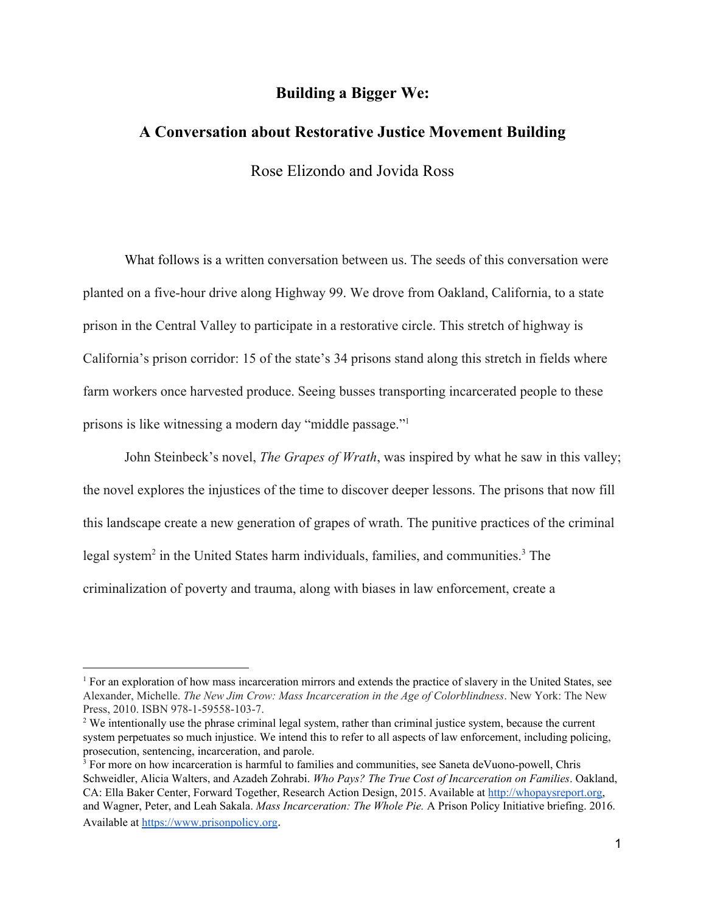# Building a Bigger We:

## A Conversation about Restorative Justice Movement Building

Rose Elizondo and Jovida Ross

What follows is a written conversation between us. The seeds of this conversation were planted on a five-hour drive along Highway 99. We drove from Oakland, California, to a state prison in the Central Valley to participate in a restorative circle. This stretch of highway is California's prison corridor: 15 of the state's 34 prisons stand along this stretch in fields where farm workers once harvested produce. Seeing busses transporting incarcerated people to these prisons is like witnessing a modern day "middle passage."[1]

John Steinbeck's novel, *The Grapes of Wrath*, was inspired by what he saw in this valley; the novel explores the injustices of the time to discover deeper lessons. The prisons that now fill this landscape create a new generation of grapes of wrath. The punitive practices of the criminal legal system[2] in the United States harm individuals, families, and communities.[3] The criminalization of poverty and trauma, along with biases in law enforcement, create a

---

[1] For an exploration of how mass incarceration mirrors and extends the practice of slavery in the United States, see Alexander, Michelle. *The New Jim Crow: Mass Incarceration in the Age of Colorblindness*. New York: The New Press, 2010. ISBN 978-1-59558-103-7.

[2] We intentionally use the phrase criminal legal system, rather than criminal justice system, because the current system perpetuates so much injustice. We intend this to refer to all aspects of law enforcement, including policing, prosecution, sentencing, incarceration, and parole.

[3] For more on how incarceration is harmful to families and communities, see Saneta deVuono-powell, Chris Schweidler, Alicia Walters, and Azadeh Zohrabi. *Who Pays? The True Cost of Incarceration on Families*. Oakland, CA: Ella Baker Center, Forward Together, Research Action Design, 2015. Available at http://whopaysreport.org, and Wagner, Peter, and Leah Sakala. *Mass Incarceration: The Whole Pie.* A Prison Policy Initiative briefing. 2016. Available at https://www.prisonpolicy.org.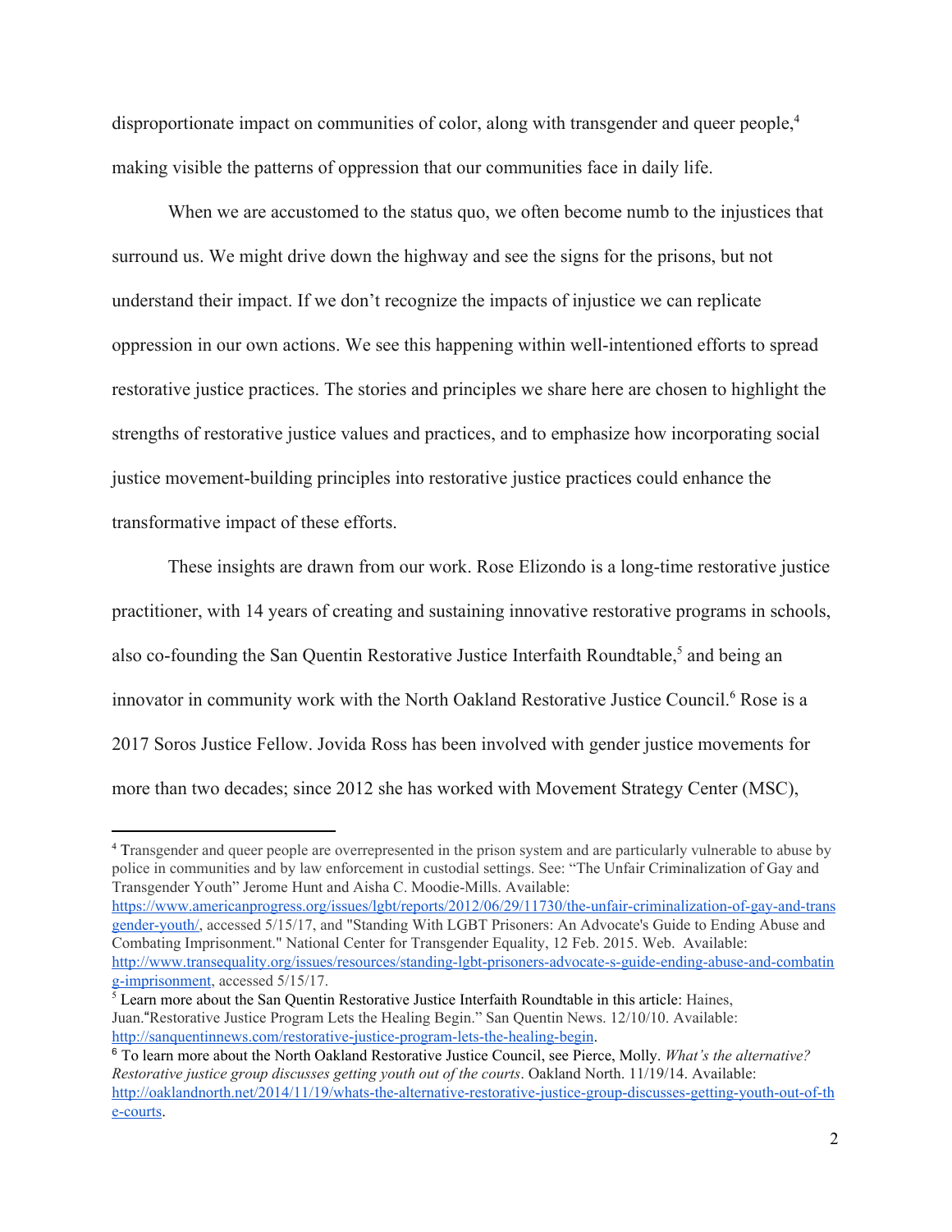disproportionate impact on communities of color, along with transgender and queer people,[4] making visible the patterns of oppression that our communities face in daily life.

When we are accustomed to the status quo, we often become numb to the injustices that surround us. We might drive down the highway and see the signs for the prisons, but not understand their impact. If we don't recognize the impacts of injustice we can replicate oppression in our own actions. We see this happening within well-intentioned efforts to spread restorative justice practices. The stories and principles we share here are chosen to highlight the strengths of restorative justice values and practices, and to emphasize how incorporating social justice movement-building principles into restorative justice practices could enhance the transformative impact of these efforts.

These insights are drawn from our work. Rose Elizondo is a long-time restorative justice practitioner, with 14 years of creating and sustaining innovative restorative programs in schools, also co-founding the San Quentin Restorative Justice Interfaith Roundtable,[5] and being an innovator in community work with the North Oakland Restorative Justice Council.[6] Rose is a 2017 Soros Justice Fellow. Jovida Ross has been involved with gender justice movements for more than two decades; since 2012 she has worked with Movement Strategy Center (MSC),

---

[4] Transgender and queer people are overrepresented in the prison system and are particularly vulnerable to abuse by police in communities and by law enforcement in custodial settings. See: "The Unfair Criminalization of Gay and Transgender Youth" Jerome Hunt and Aisha C. Moodie-Mills. Available: https://www.americanprogress.org/issues/lgbt/reports/2012/06/29/11730/the-unfair-criminalization-of-gay-and-transgender-youth/, accessed 5/15/17, and "Standing With LGBT Prisoners: An Advocate's Guide to Ending Abuse and Combating Imprisonment." National Center for Transgender Equality, 12 Feb. 2015. Web. Available: http://www.transequality.org/issues/resources/standing-lgbt-prisoners-advocate-s-guide-ending-abuse-and-combating-imprisonment, accessed 5/15/17.

[5] Learn more about the San Quentin Restorative Justice Interfaith Roundtable in this article: Haines, Juan."Restorative Justice Program Lets the Healing Begin." San Quentin News. 12/10/10. Available: http://sanquentinnews.com/restorative-justice-program-lets-the-healing-begin.

[6] To learn more about the North Oakland Restorative Justice Council, see Pierce, Molly. *What's the alternative? Restorative justice group discusses getting youth out of the courts*. Oakland North. 11/19/14. Available: http://oaklandnorth.net/2014/11/19/whats-the-alternative-restorative-justice-group-discusses-getting-youth-out-of-the-courts.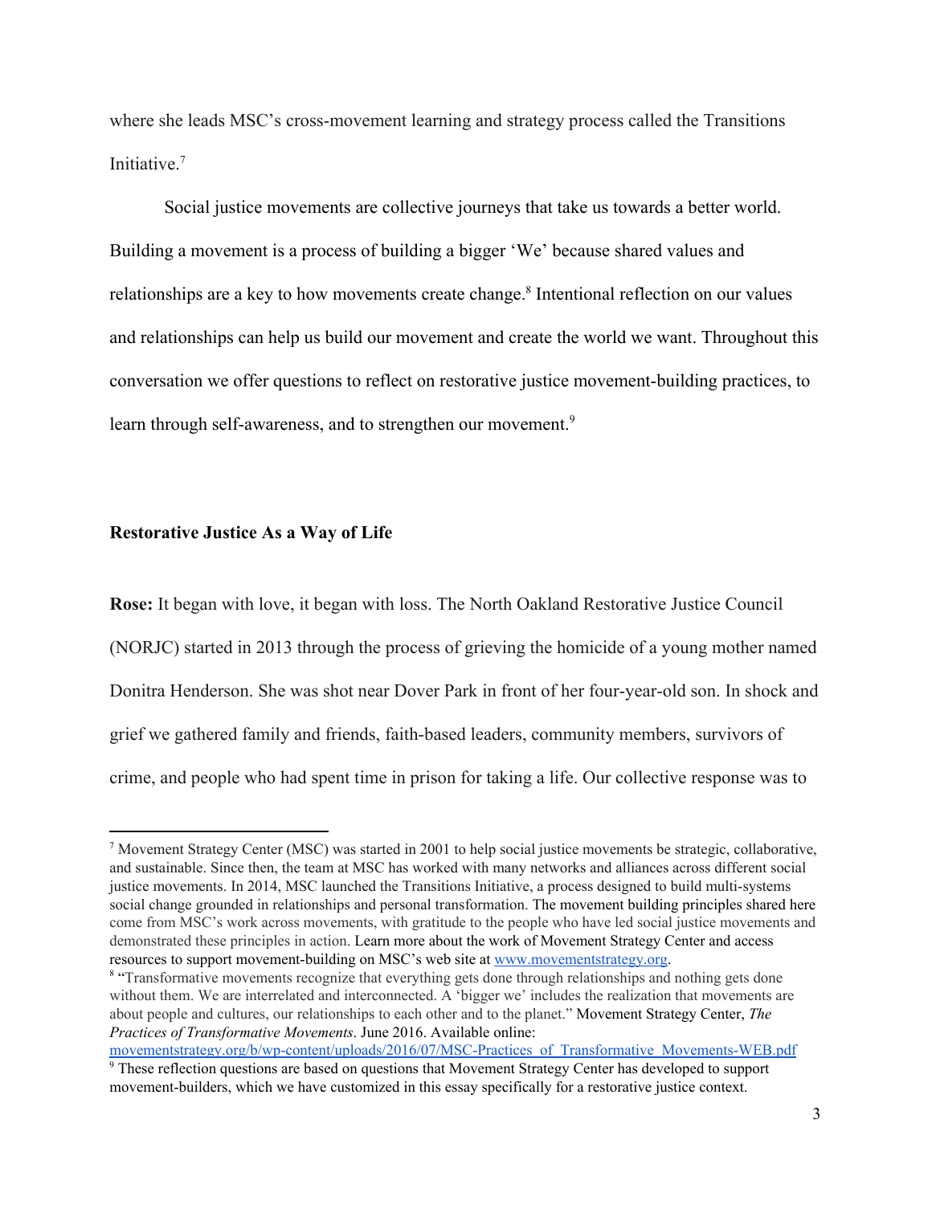where she leads MSC's cross-movement learning and strategy process called the Transitions Initiative.[7]

Social justice movements are collective journeys that take us towards a better world. Building a movement is a process of building a bigger 'We' because shared values and relationships are a key to how movements create change.[8] Intentional reflection on our values and relationships can help us build our movement and create the world we want. Throughout this conversation we offer questions to reflect on restorative justice movement-building practices, to learn through self-awareness, and to strengthen our movement.[9]

**Restorative Justice As a Way of Life**

**Rose:** It began with love, it began with loss. The North Oakland Restorative Justice Council (NORJC) started in 2013 through the process of grieving the homicide of a young mother named Donitra Henderson. She was shot near Dover Park in front of her four-year-old son. In shock and grief we gathered family and friends, faith-based leaders, community members, survivors of crime, and people who had spent time in prison for taking a life. Our collective response was to

---

[7] Movement Strategy Center (MSC) was started in 2001 to help social justice movements be strategic, collaborative, and sustainable. Since then, the team at MSC has worked with many networks and alliances across different social justice movements. In 2014, MSC launched the Transitions Initiative, a process designed to build multi-systems social change grounded in relationships and personal transformation. The movement building principles shared here come from MSC's work across movements, with gratitude to the people who have led social justice movements and demonstrated these principles in action. Learn more about the work of Movement Strategy Center and access resources to support movement-building on MSC's web site at [www.movementstrategy.org](http://www.movementstrategy.org).

[8] "Transformative movements recognize that everything gets done through relationships and nothing gets done without them. We are interrelated and interconnected. A 'bigger we' includes the realization that movements are about people and cultures, our relationships to each other and to the planet." Movement Strategy Center, *The Practices of Transformative Movements*. June 2016. Available online: movementstrategy.org/b/wp-content/uploads/2016/07/MSC-Practices_of_Transformative_Movements-WEB.pdf

[9] These reflection questions are based on questions that Movement Strategy Center has developed to support movement-builders, which we have customized in this essay specifically for a restorative justice context.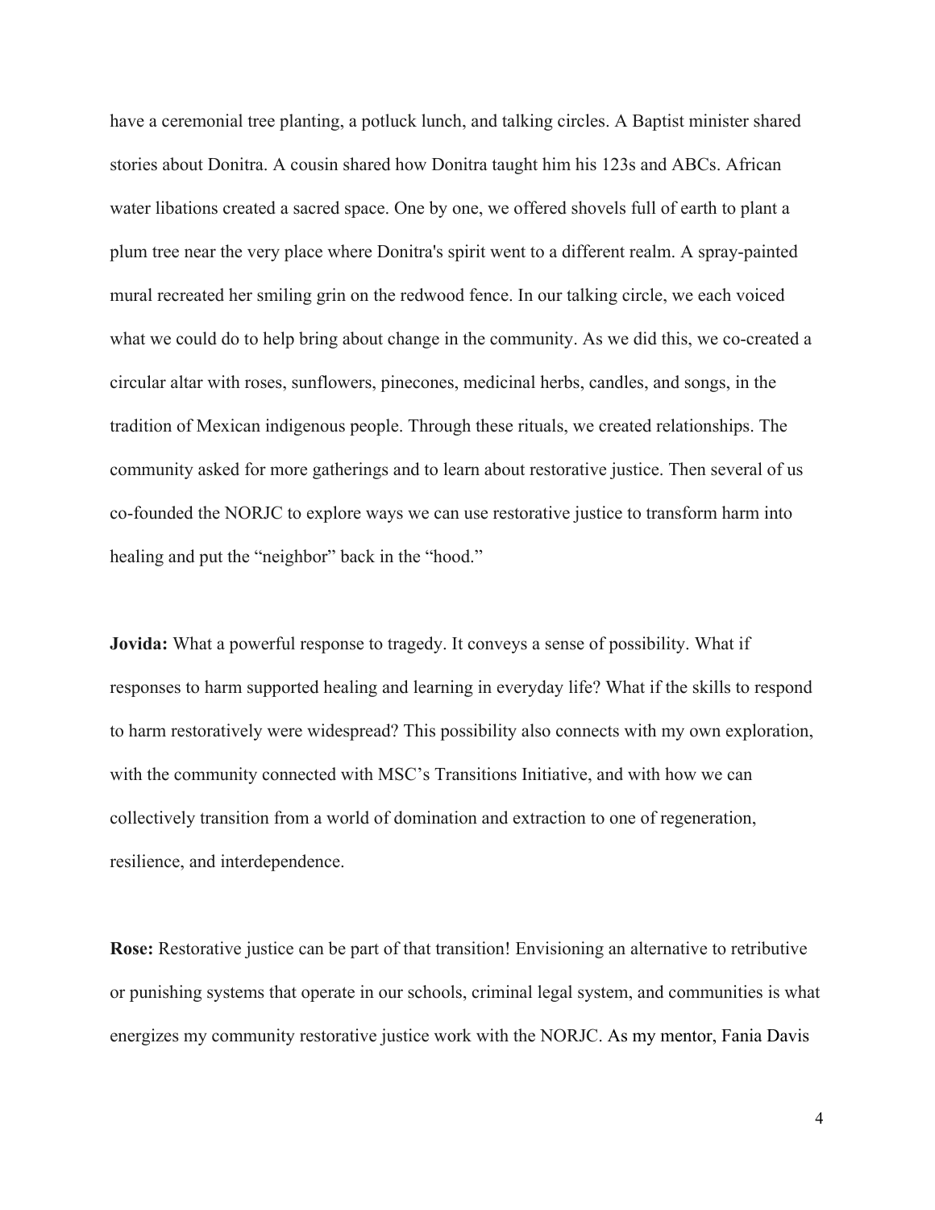have a ceremonial tree planting, a potluck lunch, and talking circles. A Baptist minister shared stories about Donitra. A cousin shared how Donitra taught him his 123s and ABCs. African water libations created a sacred space. One by one, we offered shovels full of earth to plant a plum tree near the very place where Donitra's spirit went to a different realm. A spray-painted mural recreated her smiling grin on the redwood fence. In our talking circle, we each voiced what we could do to help bring about change in the community. As we did this, we co-created a circular altar with roses, sunflowers, pinecones, medicinal herbs, candles, and songs, in the tradition of Mexican indigenous people. Through these rituals, we created relationships. The community asked for more gatherings and to learn about restorative justice. Then several of us co-founded the NORJC to explore ways we can use restorative justice to transform harm into healing and put the "neighbor" back in the "hood."

**Jovida:** What a powerful response to tragedy. It conveys a sense of possibility. What if responses to harm supported healing and learning in everyday life? What if the skills to respond to harm restoratively were widespread? This possibility also connects with my own exploration, with the community connected with MSC's Transitions Initiative, and with how we can collectively transition from a world of domination and extraction to one of regeneration, resilience, and interdependence.

**Rose:** Restorative justice can be part of that transition! Envisioning an alternative to retributive or punishing systems that operate in our schools, criminal legal system, and communities is what energizes my community restorative justice work with the NORJC. As my mentor, Fania Davis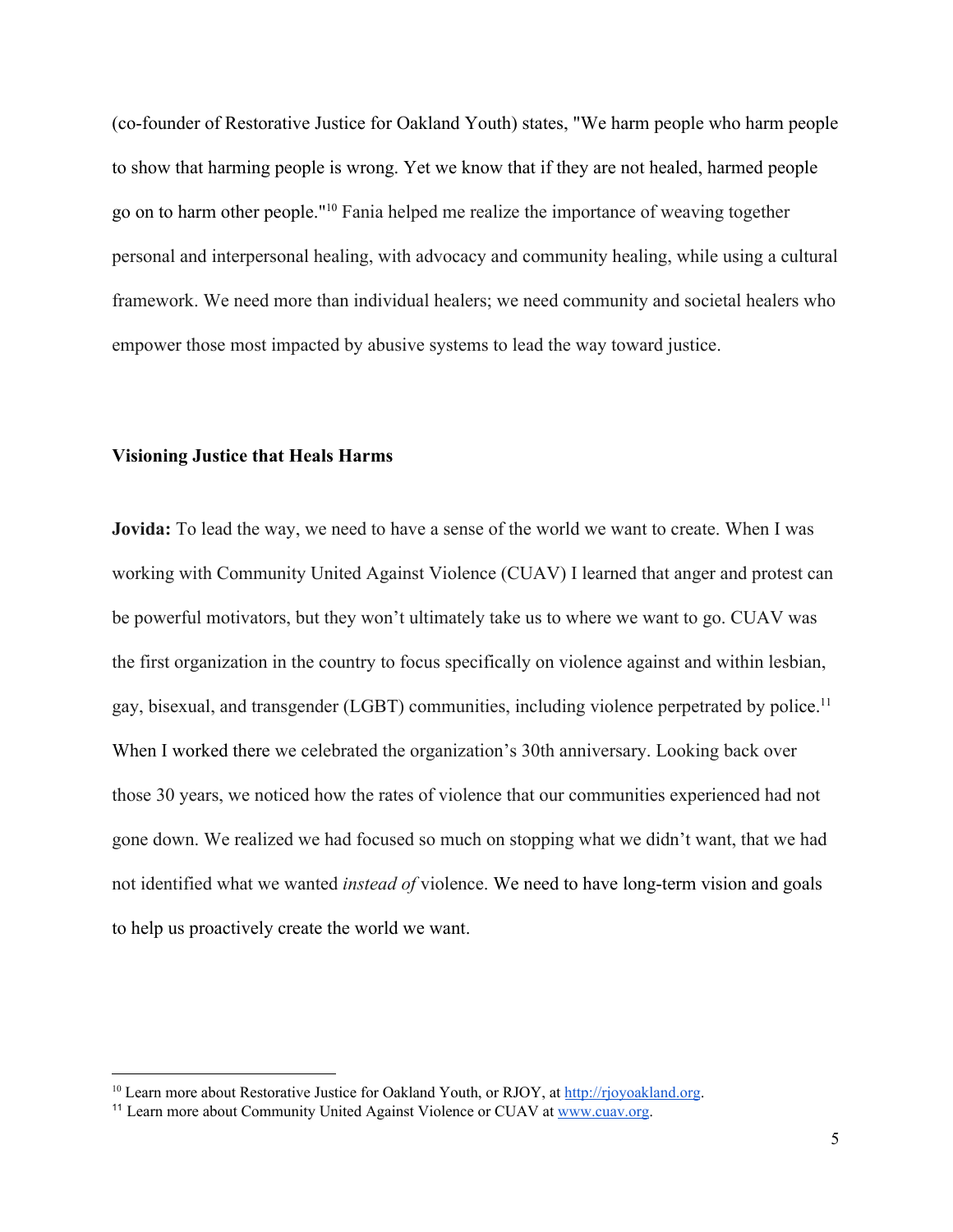(co-founder of Restorative Justice for Oakland Youth) states, "We harm people who harm people to show that harming people is wrong. Yet we know that if they are not healed, harmed people go on to harm other people."[10] Fania helped me realize the importance of weaving together personal and interpersonal healing, with advocacy and community healing, while using a cultural framework. We need more than individual healers; we need community and societal healers who empower those most impacted by abusive systems to lead the way toward justice.

**Visioning Justice that Heals Harms**

**Jovida:** To lead the way, we need to have a sense of the world we want to create. When I was working with Community United Against Violence (CUAV) I learned that anger and protest can be powerful motivators, but they won't ultimately take us to where we want to go. CUAV was the first organization in the country to focus specifically on violence against and within lesbian, gay, bisexual, and transgender (LGBT) communities, including violence perpetrated by police.[11] When I worked there we celebrated the organization's 30th anniversary. Looking back over those 30 years, we noticed how the rates of violence that our communities experienced had not gone down. We realized we had focused so much on stopping what we didn't want, that we had not identified what we wanted *instead of* violence. We need to have long-term vision and goals to help us proactively create the world we want.

---

[10] Learn more about Restorative Justice for Oakland Youth, or RJOY, at http://rjoyoakland.org.

[11] Learn more about Community United Against Violence or CUAV at www.cuav.org.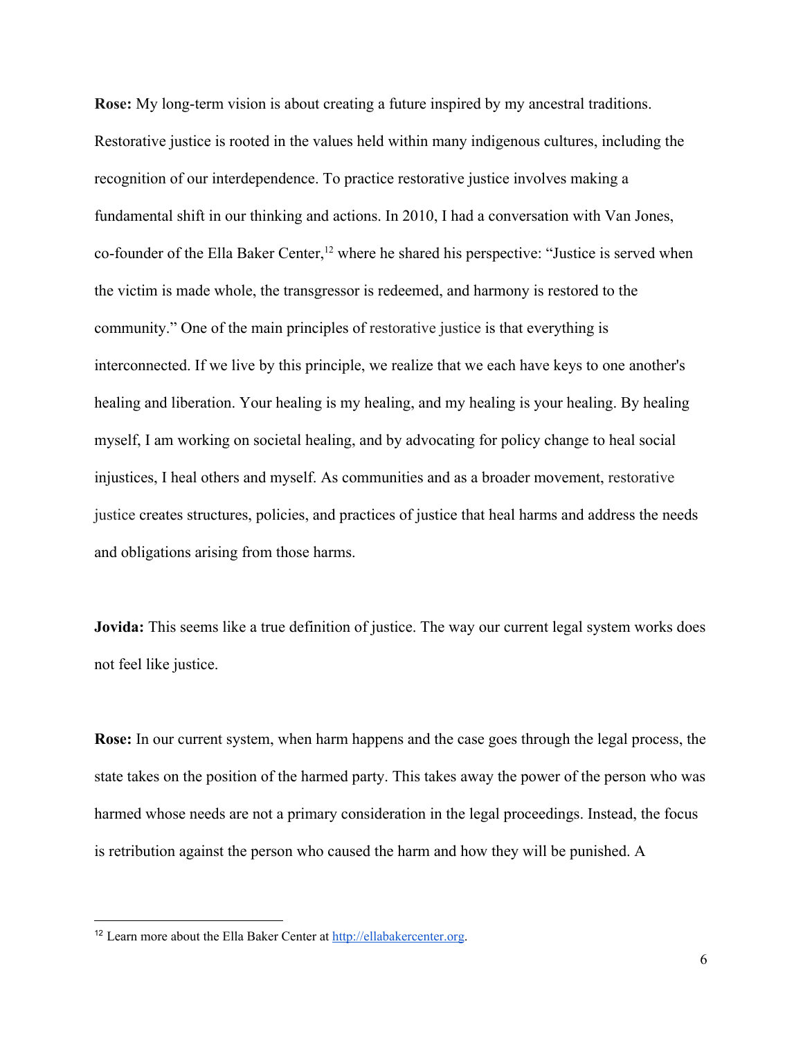**Rose:** My long-term vision is about creating a future inspired by my ancestral traditions. Restorative justice is rooted in the values held within many indigenous cultures, including the recognition of our interdependence. To practice restorative justice involves making a fundamental shift in our thinking and actions. In 2010, I had a conversation with Van Jones, co-founder of the Ella Baker Center,[12] where he shared his perspective: "Justice is served when the victim is made whole, the transgressor is redeemed, and harmony is restored to the community." One of the main principles of restorative justice is that everything is interconnected. If we live by this principle, we realize that we each have keys to one another's healing and liberation. Your healing is my healing, and my healing is your healing. By healing myself, I am working on societal healing, and by advocating for policy change to heal social injustices, I heal others and myself. As communities and as a broader movement, restorative justice creates structures, policies, and practices of justice that heal harms and address the needs and obligations arising from those harms.

**Jovida:** This seems like a true definition of justice. The way our current legal system works does not feel like justice.

**Rose:** In our current system, when harm happens and the case goes through the legal process, the state takes on the position of the harmed party. This takes away the power of the person who was harmed whose needs are not a primary consideration in the legal proceedings. Instead, the focus is retribution against the person who caused the harm and how they will be punished. A

---

[12] Learn more about the Ella Baker Center at http://ellabakercenter.org.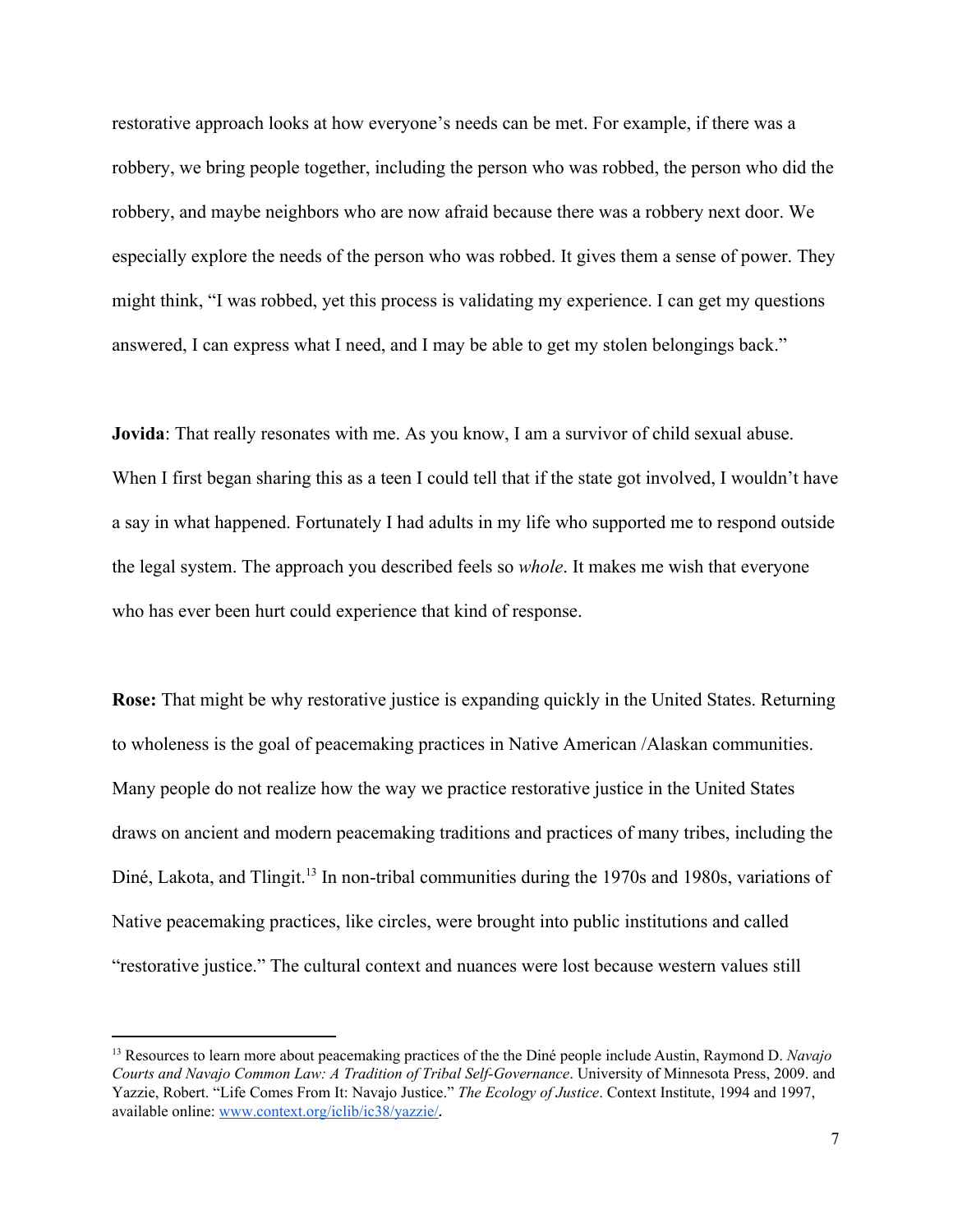restorative approach looks at how everyone's needs can be met. For example, if there was a robbery, we bring people together, including the person who was robbed, the person who did the robbery, and maybe neighbors who are now afraid because there was a robbery next door. We especially explore the needs of the person who was robbed. It gives them a sense of power. They might think, "I was robbed, yet this process is validating my experience. I can get my questions answered, I can express what I need, and I may be able to get my stolen belongings back."

**Jovida**: That really resonates with me. As you know, I am a survivor of child sexual abuse. When I first began sharing this as a teen I could tell that if the state got involved, I wouldn't have a say in what happened. Fortunately I had adults in my life who supported me to respond outside the legal system. The approach you described feels so *whole*. It makes me wish that everyone who has ever been hurt could experience that kind of response.

**Rose:** That might be why restorative justice is expanding quickly in the United States. Returning to wholeness is the goal of peacemaking practices in Native American /Alaskan communities. Many people do not realize how the way we practice restorative justice in the United States draws on ancient and modern peacemaking traditions and practices of many tribes, including the Diné, Lakota, and Tlingit.[13] In non-tribal communities during the 1970s and 1980s, variations of Native peacemaking practices, like circles, were brought into public institutions and called "restorative justice." The cultural context and nuances were lost because western values still

---

[13] Resources to learn more about peacemaking practices of the the Diné people include Austin, Raymond D. *Navajo Courts and Navajo Common Law: A Tradition of Tribal Self-Governance*. University of Minnesota Press, 2009. and Yazzie, Robert. "Life Comes From It: Navajo Justice." *The Ecology of Justice*. Context Institute, 1994 and 1997, available online: www.context.org/iclib/ic38/yazzie/.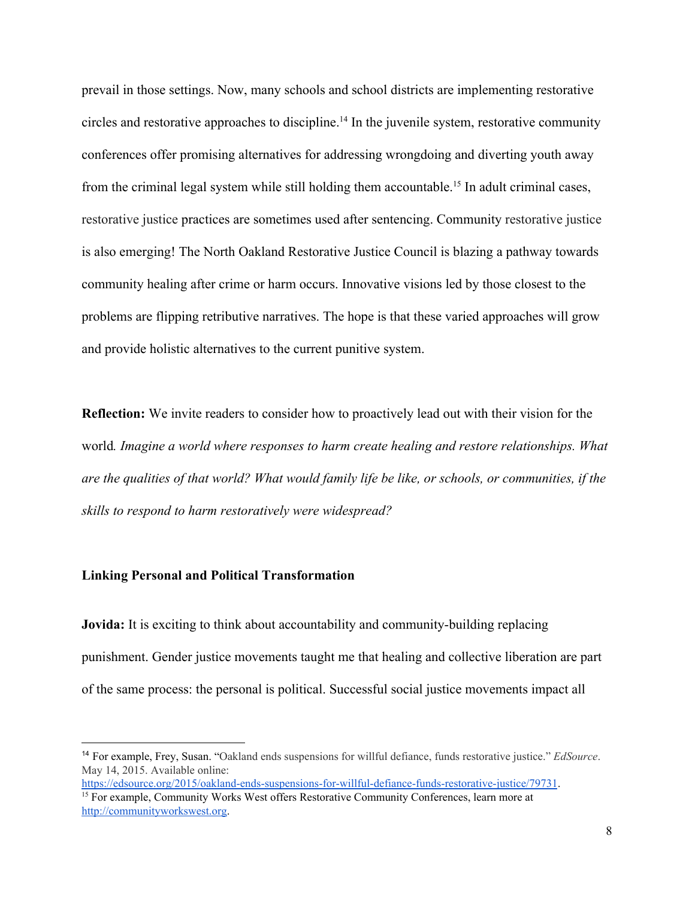prevail in those settings. Now, many schools and school districts are implementing restorative circles and restorative approaches to discipline.[14] In the juvenile system, restorative community conferences offer promising alternatives for addressing wrongdoing and diverting youth away from the criminal legal system while still holding them accountable.[15] In adult criminal cases, restorative justice practices are sometimes used after sentencing. Community restorative justice is also emerging! The North Oakland Restorative Justice Council is blazing a pathway towards community healing after crime or harm occurs. Innovative visions led by those closest to the problems are flipping retributive narratives. The hope is that these varied approaches will grow and provide holistic alternatives to the current punitive system.

**Reflection:** We invite readers to consider how to proactively lead out with their vision for the world. *Imagine a world where responses to harm create healing and restore relationships. What are the qualities of that world? What would family life be like, or schools, or communities, if the skills to respond to harm restoratively were widespread?*

### Linking Personal and Political Transformation

**Jovida:** It is exciting to think about accountability and community-building replacing punishment. Gender justice movements taught me that healing and collective liberation are part of the same process: the personal is political. Successful social justice movements impact all

---

[14] For example, Frey, Susan. "Oakland ends suspensions for willful defiance, funds restorative justice." *EdSource*. May 14, 2015. Available online: https://edsource.org/2015/oakland-ends-suspensions-for-willful-defiance-funds-restorative-justice/79731.

[15] For example, Community Works West offers Restorative Community Conferences, learn more at http://communityworkswest.org.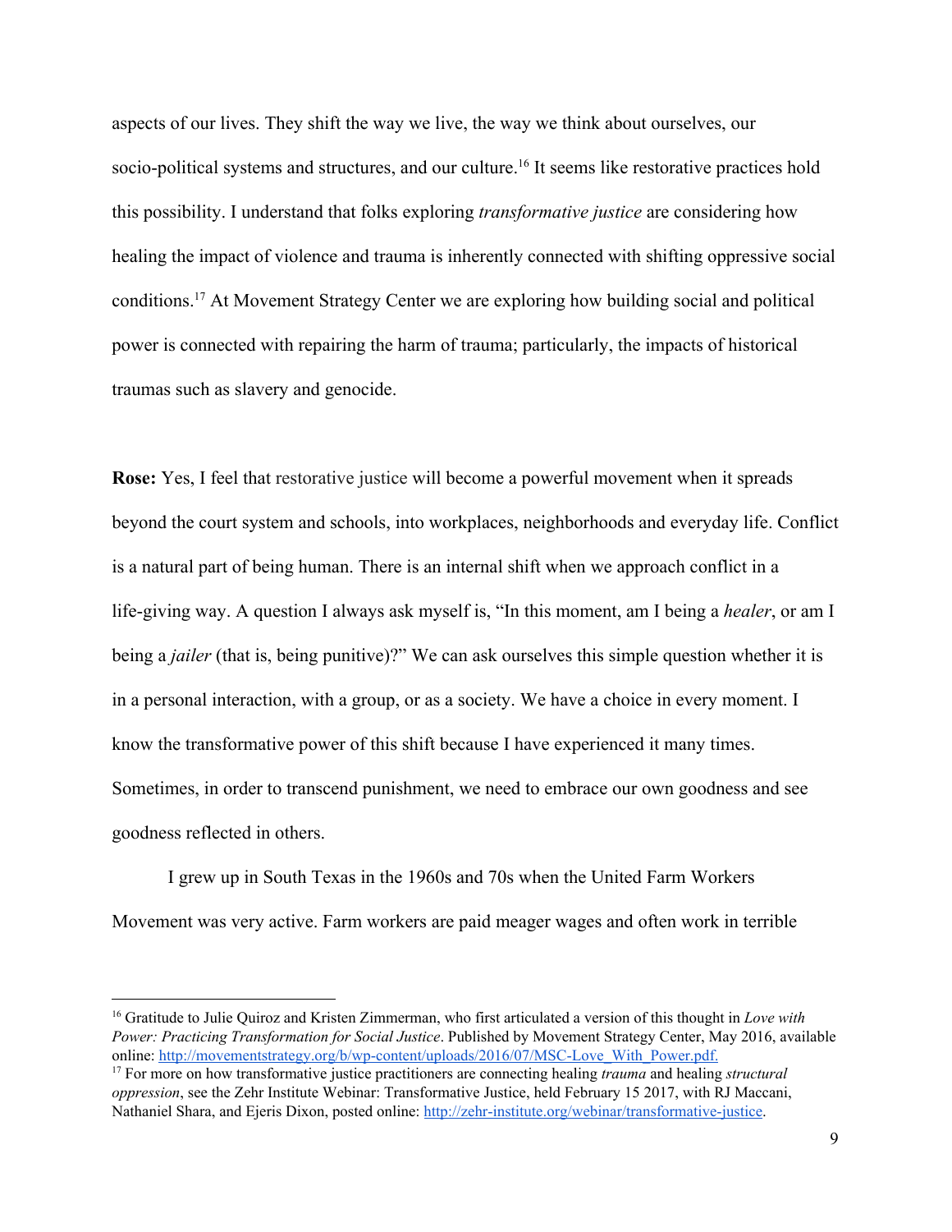aspects of our lives. They shift the way we live, the way we think about ourselves, our socio-political systems and structures, and our culture.[16] It seems like restorative practices hold this possibility. I understand that folks exploring *transformative justice* are considering how healing the impact of violence and trauma is inherently connected with shifting oppressive social conditions.[17] At Movement Strategy Center we are exploring how building social and political power is connected with repairing the harm of trauma; particularly, the impacts of historical traumas such as slavery and genocide.

**Rose:** Yes, I feel that restorative justice will become a powerful movement when it spreads beyond the court system and schools, into workplaces, neighborhoods and everyday life. Conflict is a natural part of being human. There is an internal shift when we approach conflict in a life-giving way. A question I always ask myself is, "In this moment, am I being a *healer*, or am I being a *jailer* (that is, being punitive)?" We can ask ourselves this simple question whether it is in a personal interaction, with a group, or as a society. We have a choice in every moment. I know the transformative power of this shift because I have experienced it many times. Sometimes, in order to transcend punishment, we need to embrace our own goodness and see goodness reflected in others.

I grew up in South Texas in the 1960s and 70s when the United Farm Workers Movement was very active. Farm workers are paid meager wages and often work in terrible

---

[16] Gratitude to Julie Quiroz and Kristen Zimmerman, who first articulated a version of this thought in *Love with Power: Practicing Transformation for Social Justice*. Published by Movement Strategy Center, May 2016, available online: http://movementstrategy.org/b/wp-content/uploads/2016/07/MSC-Love_With_Power.pdf.

[17] For more on how transformative justice practitioners are connecting healing *trauma* and healing *structural oppression*, see the Zehr Institute Webinar: Transformative Justice, held February 15 2017, with RJ Maccani, Nathaniel Shara, and Ejeris Dixon, posted online: http://zehr-institute.org/webinar/transformative-justice.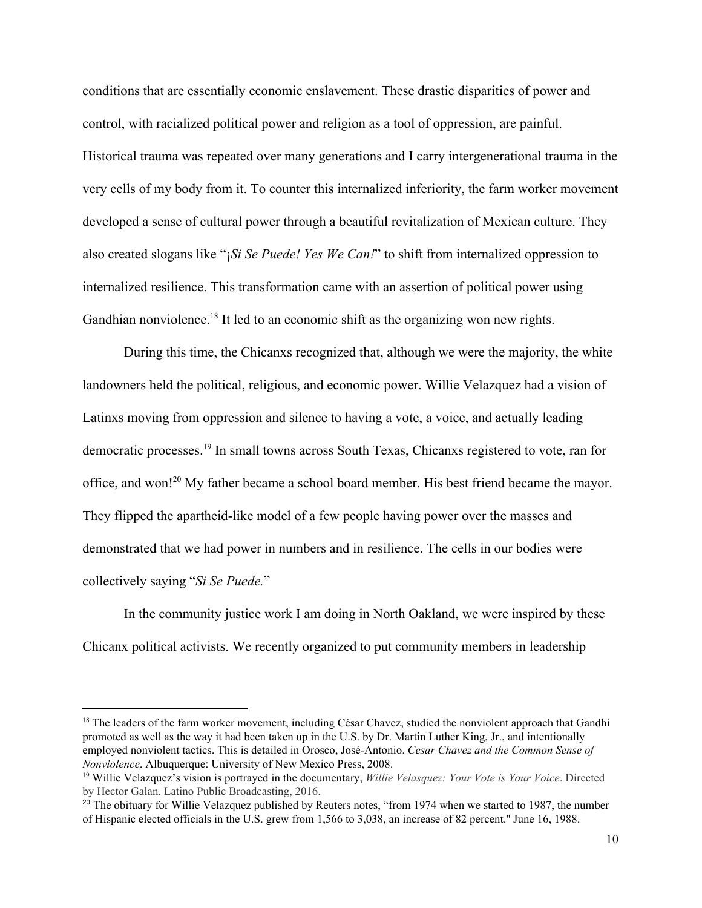conditions that are essentially economic enslavement. These drastic disparities of power and control, with racialized political power and religion as a tool of oppression, are painful. Historical trauma was repeated over many generations and I carry intergenerational trauma in the very cells of my body from it. To counter this internalized inferiority, the farm worker movement developed a sense of cultural power through a beautiful revitalization of Mexican culture. They also created slogans like "*¡Si Se Puede! Yes We Can!*" to shift from internalized oppression to internalized resilience. This transformation came with an assertion of political power using Gandhian nonviolence.[18] It led to an economic shift as the organizing won new rights.

During this time, the Chicanxs recognized that, although we were the majority, the white landowners held the political, religious, and economic power. Willie Velazquez had a vision of Latinxs moving from oppression and silence to having a vote, a voice, and actually leading democratic processes.[19] In small towns across South Texas, Chicanxs registered to vote, ran for office, and won![20] My father became a school board member. His best friend became the mayor. They flipped the apartheid-like model of a few people having power over the masses and demonstrated that we had power in numbers and in resilience. The cells in our bodies were collectively saying "*Si Se Puede.*"

In the community justice work I am doing in North Oakland, we were inspired by these Chicanx political activists. We recently organized to put community members in leadership

---

[18] The leaders of the farm worker movement, including César Chavez, studied the nonviolent approach that Gandhi promoted as well as the way it had been taken up in the U.S. by Dr. Martin Luther King, Jr., and intentionally employed nonviolent tactics. This is detailed in Orosco, José-Antonio. *Cesar Chavez and the Common Sense of Nonviolence*. Albuquerque: University of New Mexico Press, 2008.

[19] Willie Velazquez's vision is portrayed in the documentary, *Willie Velasquez: Your Vote is Your Voice*. Directed by Hector Galan. Latino Public Broadcasting, 2016.

[20] The obituary for Willie Velazquez published by Reuters notes, "from 1974 when we started to 1987, the number of Hispanic elected officials in the U.S. grew from 1,566 to 3,038, an increase of 82 percent." June 16, 1988.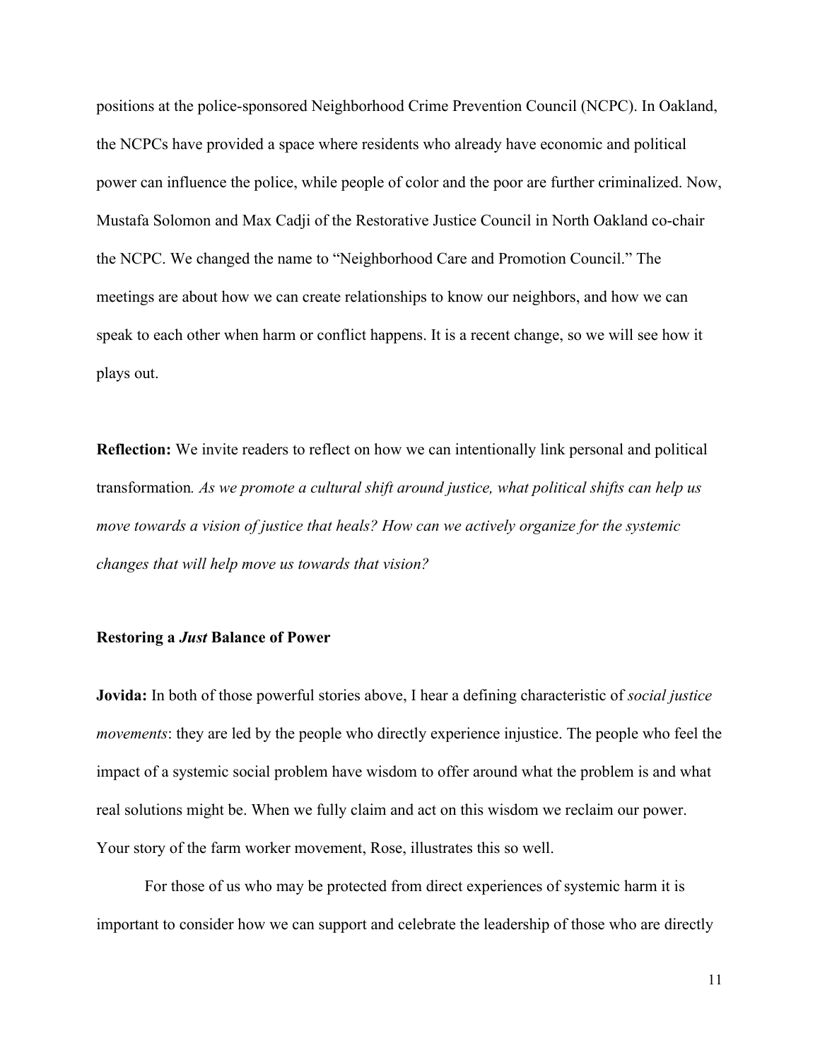positions at the police-sponsored Neighborhood Crime Prevention Council (NCPC). In Oakland, the NCPCs have provided a space where residents who already have economic and political power can influence the police, while people of color and the poor are further criminalized. Now, Mustafa Solomon and Max Cadji of the Restorative Justice Council in North Oakland co-chair the NCPC. We changed the name to "Neighborhood Care and Promotion Council." The meetings are about how we can create relationships to know our neighbors, and how we can speak to each other when harm or conflict happens. It is a recent change, so we will see how it plays out.

**Reflection:** We invite readers to reflect on how we can intentionally link personal and political transformation*. As we promote a cultural shift around justice, what political shifts can help us move towards a vision of justice that heals? How can we actively organize for the systemic changes that will help move us towards that vision?*

**Restoring a *Just* Balance of Power**

**Jovida:** In both of those powerful stories above, I hear a defining characteristic of *social justice movements*: they are led by the people who directly experience injustice. The people who feel the impact of a systemic social problem have wisdom to offer around what the problem is and what real solutions might be. When we fully claim and act on this wisdom we reclaim our power. Your story of the farm worker movement, Rose, illustrates this so well.

For those of us who may be protected from direct experiences of systemic harm it is important to consider how we can support and celebrate the leadership of those who are directly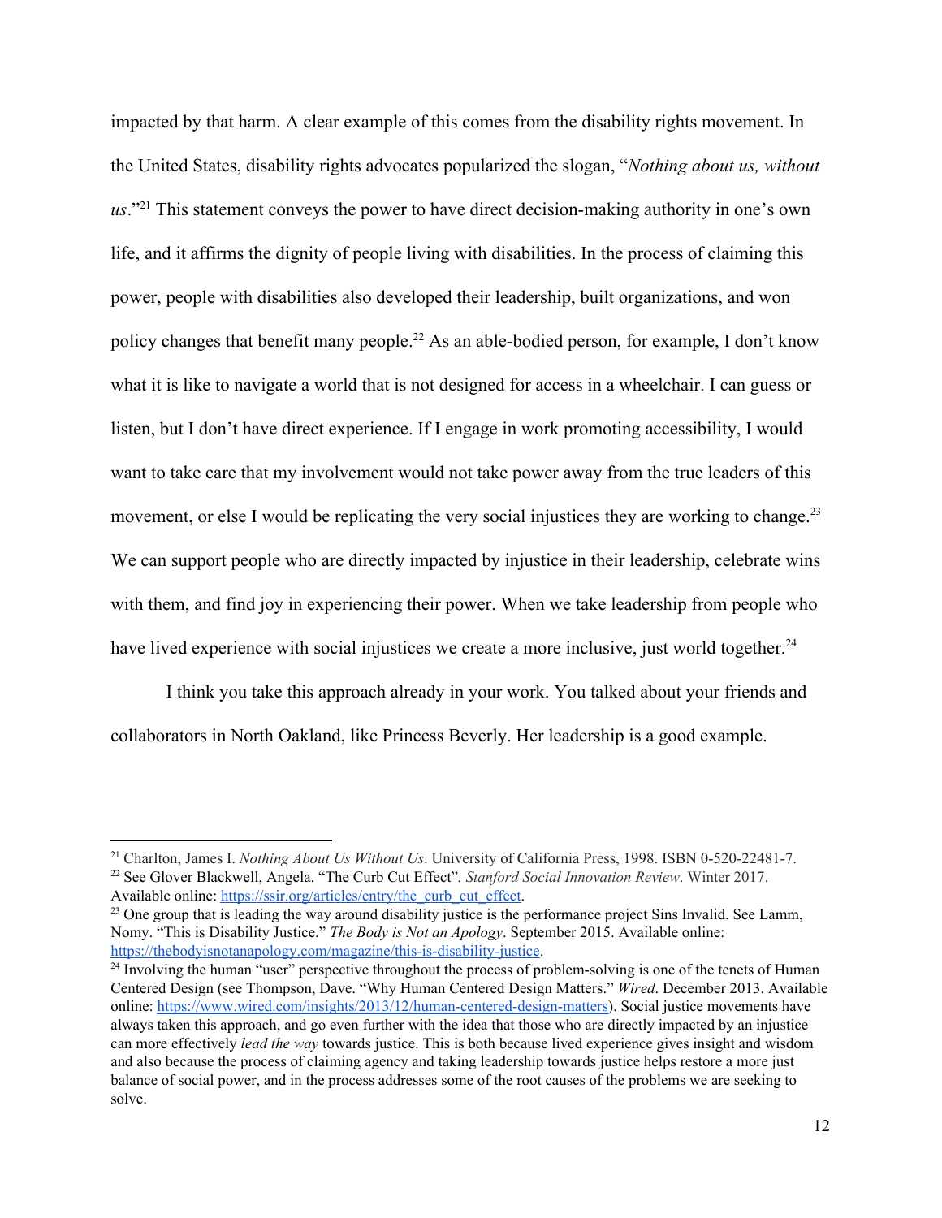impacted by that harm. A clear example of this comes from the disability rights movement. In the United States, disability rights advocates popularized the slogan, "*Nothing about us, without us*."[21] This statement conveys the power to have direct decision-making authority in one's own life, and it affirms the dignity of people living with disabilities. In the process of claiming this power, people with disabilities also developed their leadership, built organizations, and won policy changes that benefit many people.[22] As an able-bodied person, for example, I don't know what it is like to navigate a world that is not designed for access in a wheelchair. I can guess or listen, but I don't have direct experience. If I engage in work promoting accessibility, I would want to take care that my involvement would not take power away from the true leaders of this movement, or else I would be replicating the very social injustices they are working to change.[23] We can support people who are directly impacted by injustice in their leadership, celebrate wins with them, and find joy in experiencing their power. When we take leadership from people who have lived experience with social injustices we create a more inclusive, just world together.[24]

I think you take this approach already in your work. You talked about your friends and collaborators in North Oakland, like Princess Beverly. Her leadership is a good example.

---

[21] Charlton, James I. *Nothing About Us Without Us*. University of California Press, 1998. ISBN 0-520-22481-7.

[22] See Glover Blackwell, Angela. "The Curb Cut Effect". *Stanford Social Innovation Review*. Winter 2017. Available online: https://ssir.org/articles/entry/the_curb_cut_effect.

[23] One group that is leading the way around disability justice is the performance project Sins Invalid. See Lamm, Nomy. "This is Disability Justice." *The Body is Not an Apology*. September 2015. Available online: https://thebodyisnotanapology.com/magazine/this-is-disability-justice.

[24] Involving the human "user" perspective throughout the process of problem-solving is one of the tenets of Human Centered Design (see Thompson, Dave. "Why Human Centered Design Matters." *Wired*. December 2013. Available online: https://www.wired.com/insights/2013/12/human-centered-design-matters). Social justice movements have always taken this approach, and go even further with the idea that those who are directly impacted by an injustice can more effectively *lead the way* towards justice. This is both because lived experience gives insight and wisdom and also because the process of claiming agency and taking leadership towards justice helps restore a more just balance of social power, and in the process addresses some of the root causes of the problems we are seeking to solve.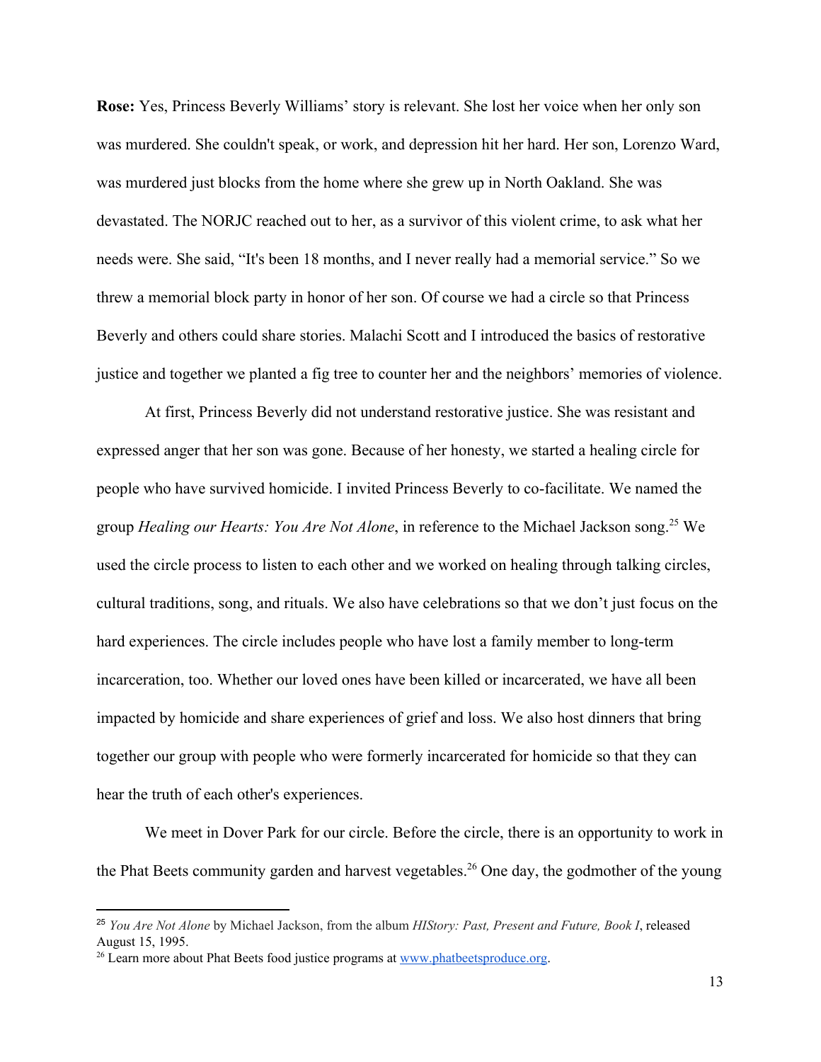**Rose:** Yes, Princess Beverly Williams' story is relevant. She lost her voice when her only son was murdered. She couldn't speak, or work, and depression hit her hard. Her son, Lorenzo Ward, was murdered just blocks from the home where she grew up in North Oakland. She was devastated. The NORJC reached out to her, as a survivor of this violent crime, to ask what her needs were. She said, "It's been 18 months, and I never really had a memorial service." So we threw a memorial block party in honor of her son. Of course we had a circle so that Princess Beverly and others could share stories. Malachi Scott and I introduced the basics of restorative justice and together we planted a fig tree to counter her and the neighbors' memories of violence.

At first, Princess Beverly did not understand restorative justice. She was resistant and expressed anger that her son was gone. Because of her honesty, we started a healing circle for people who have survived homicide. I invited Princess Beverly to co-facilitate. We named the group *Healing our Hearts: You Are Not Alone*, in reference to the Michael Jackson song.[25] We used the circle process to listen to each other and we worked on healing through talking circles, cultural traditions, song, and rituals. We also have celebrations so that we don't just focus on the hard experiences. The circle includes people who have lost a family member to long-term incarceration, too. Whether our loved ones have been killed or incarcerated, we have all been impacted by homicide and share experiences of grief and loss. We also host dinners that bring together our group with people who were formerly incarcerated for homicide so that they can hear the truth of each other's experiences.

We meet in Dover Park for our circle. Before the circle, there is an opportunity to work in the Phat Beets community garden and harvest vegetables.[26] One day, the godmother of the young

---

[25] *You Are Not Alone* by Michael Jackson, from the album *HIStory: Past, Present and Future, Book I*, released August 15, 1995.

[26] Learn more about Phat Beets food justice programs at www.phatbeetsproduce.org.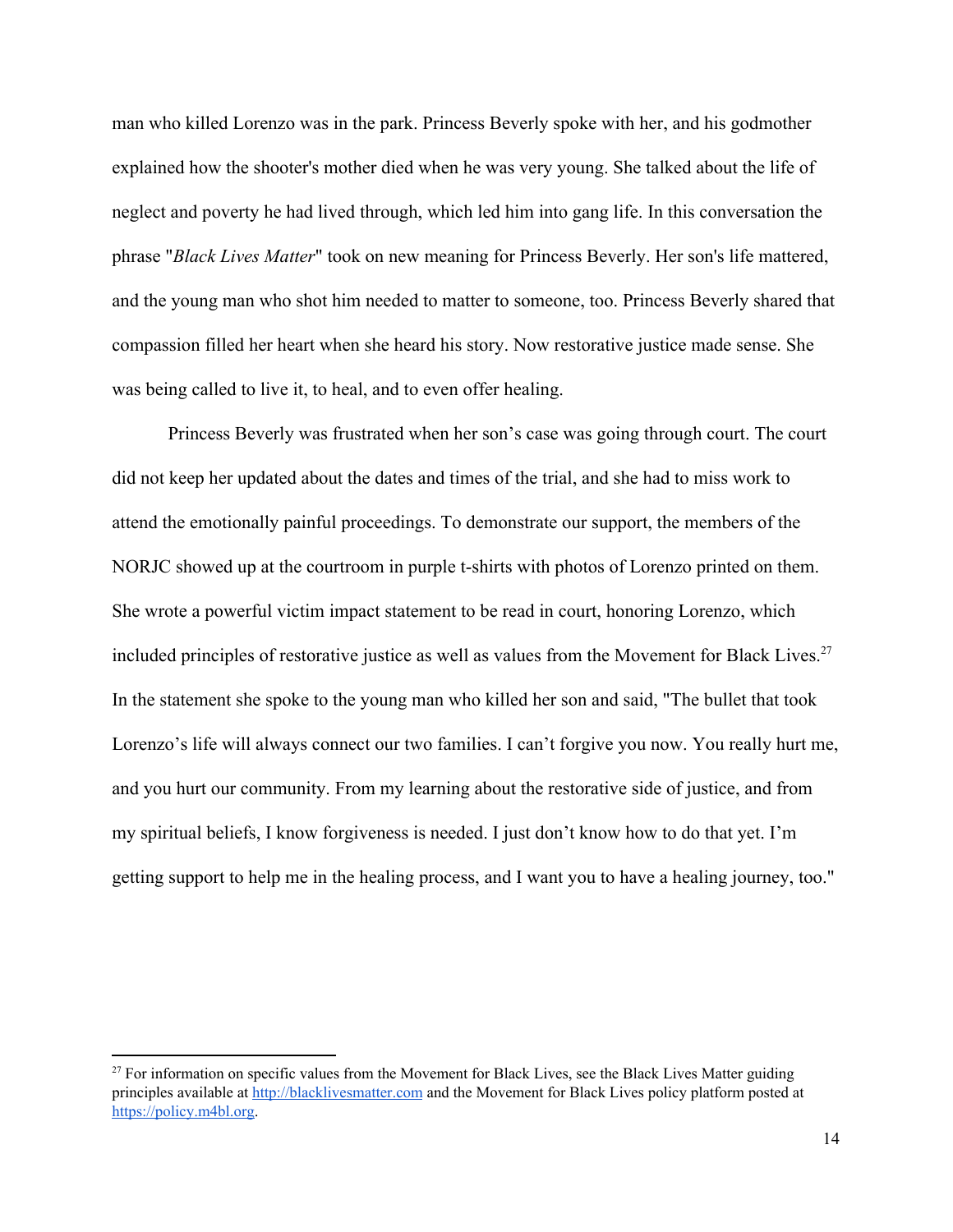man who killed Lorenzo was in the park. Princess Beverly spoke with her, and his godmother explained how the shooter's mother died when he was very young. She talked about the life of neglect and poverty he had lived through, which led him into gang life. In this conversation the phrase "*Black Lives Matter*" took on new meaning for Princess Beverly. Her son's life mattered, and the young man who shot him needed to matter to someone, too. Princess Beverly shared that compassion filled her heart when she heard his story. Now restorative justice made sense. She was being called to live it, to heal, and to even offer healing.

Princess Beverly was frustrated when her son's case was going through court. The court did not keep her updated about the dates and times of the trial, and she had to miss work to attend the emotionally painful proceedings. To demonstrate our support, the members of the NORJC showed up at the courtroom in purple t-shirts with photos of Lorenzo printed on them. She wrote a powerful victim impact statement to be read in court, honoring Lorenzo, which included principles of restorative justice as well as values from the Movement for Black Lives.[27] In the statement she spoke to the young man who killed her son and said, "The bullet that took Lorenzo's life will always connect our two families. I can't forgive you now. You really hurt me, and you hurt our community. From my learning about the restorative side of justice, and from my spiritual beliefs, I know forgiveness is needed. I just don't know how to do that yet. I'm getting support to help me in the healing process, and I want you to have a healing journey, too."

---

[27] For information on specific values from the Movement for Black Lives, see the Black Lives Matter guiding principles available at http://blacklivesmatter.com and the Movement for Black Lives policy platform posted at https://policy.m4bl.org.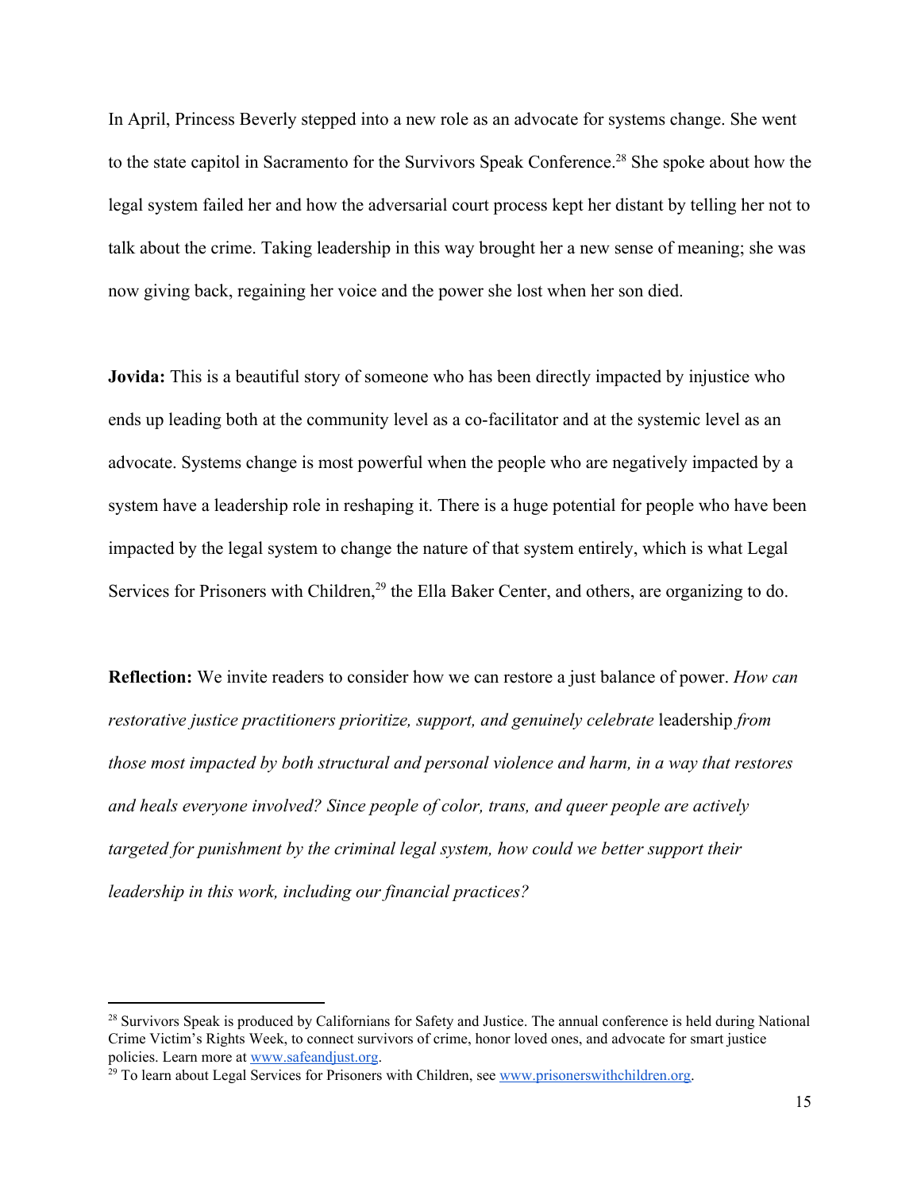In April, Princess Beverly stepped into a new role as an advocate for systems change. She went to the state capitol in Sacramento for the Survivors Speak Conference.[28] She spoke about how the legal system failed her and how the adversarial court process kept her distant by telling her not to talk about the crime. Taking leadership in this way brought her a new sense of meaning; she was now giving back, regaining her voice and the power she lost when her son died.

**Jovida:** This is a beautiful story of someone who has been directly impacted by injustice who ends up leading both at the community level as a co-facilitator and at the systemic level as an advocate. Systems change is most powerful when the people who are negatively impacted by a system have a leadership role in reshaping it. There is a huge potential for people who have been impacted by the legal system to change the nature of that system entirely, which is what Legal Services for Prisoners with Children,[29] the Ella Baker Center, and others, are organizing to do.

**Reflection:** We invite readers to consider how we can restore a just balance of power. *How can restorative justice practitioners prioritize, support, and genuinely celebrate* leadership *from those most impacted by both structural and personal violence and harm, in a way that restores and heals everyone involved? Since people of color, trans, and queer people are actively targeted for punishment by the criminal legal system, how could we better support their leadership in this work, including our financial practices?*

---

[28] Survivors Speak is produced by Californians for Safety and Justice. The annual conference is held during National Crime Victim's Rights Week, to connect survivors of crime, honor loved ones, and advocate for smart justice policies. Learn more at www.safeandjust.org.

[29] To learn about Legal Services for Prisoners with Children, see www.prisonerswithchildren.org.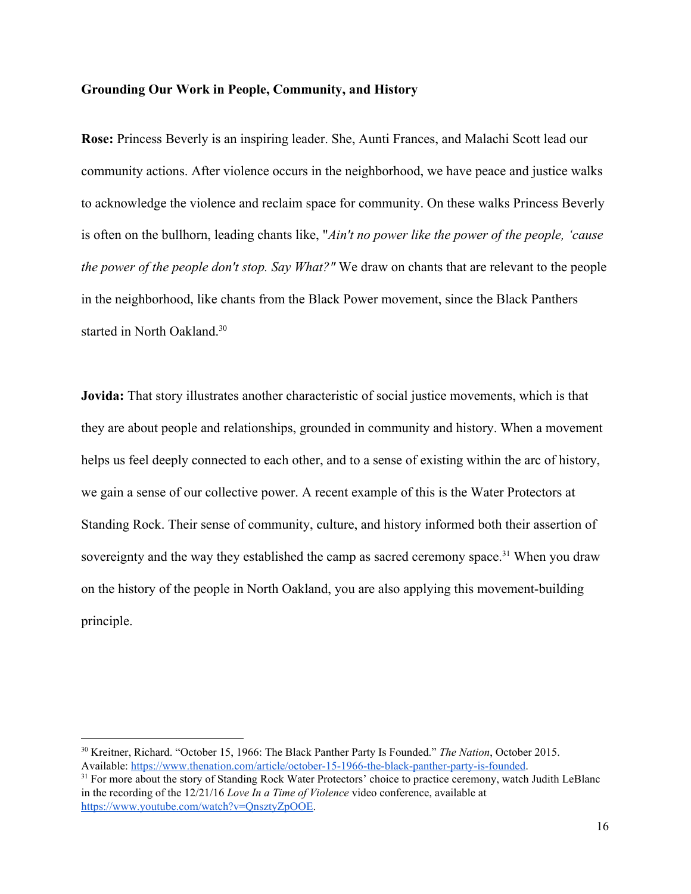**Grounding Our Work in People, Community, and History**

**Rose:** Princess Beverly is an inspiring leader. She, Aunti Frances, and Malachi Scott lead our community actions. After violence occurs in the neighborhood, we have peace and justice walks to acknowledge the violence and reclaim space for community. On these walks Princess Beverly is often on the bullhorn, leading chants like, "*Ain't no power like the power of the people, 'cause the power of the people don't stop. Say What?"* We draw on chants that are relevant to the people in the neighborhood, like chants from the Black Power movement, since the Black Panthers started in North Oakland.[30]

**Jovida:** That story illustrates another characteristic of social justice movements, which is that they are about people and relationships, grounded in community and history. When a movement helps us feel deeply connected to each other, and to a sense of existing within the arc of history, we gain a sense of our collective power. A recent example of this is the Water Protectors at Standing Rock. Their sense of community, culture, and history informed both their assertion of sovereignty and the way they established the camp as sacred ceremony space.[31] When you draw on the history of the people in North Oakland, you are also applying this movement-building principle.

---

[30] Kreitner, Richard. "October 15, 1966: The Black Panther Party Is Founded." *The Nation*, October 2015. Available: https://www.thenation.com/article/october-15-1966-the-black-panther-party-is-founded.

[31] For more about the story of Standing Rock Water Protectors' choice to practice ceremony, watch Judith LeBlanc in the recording of the 12/21/16 *Love In a Time of Violence* video conference, available at https://www.youtube.com/watch?v=QnsztyZpOOE.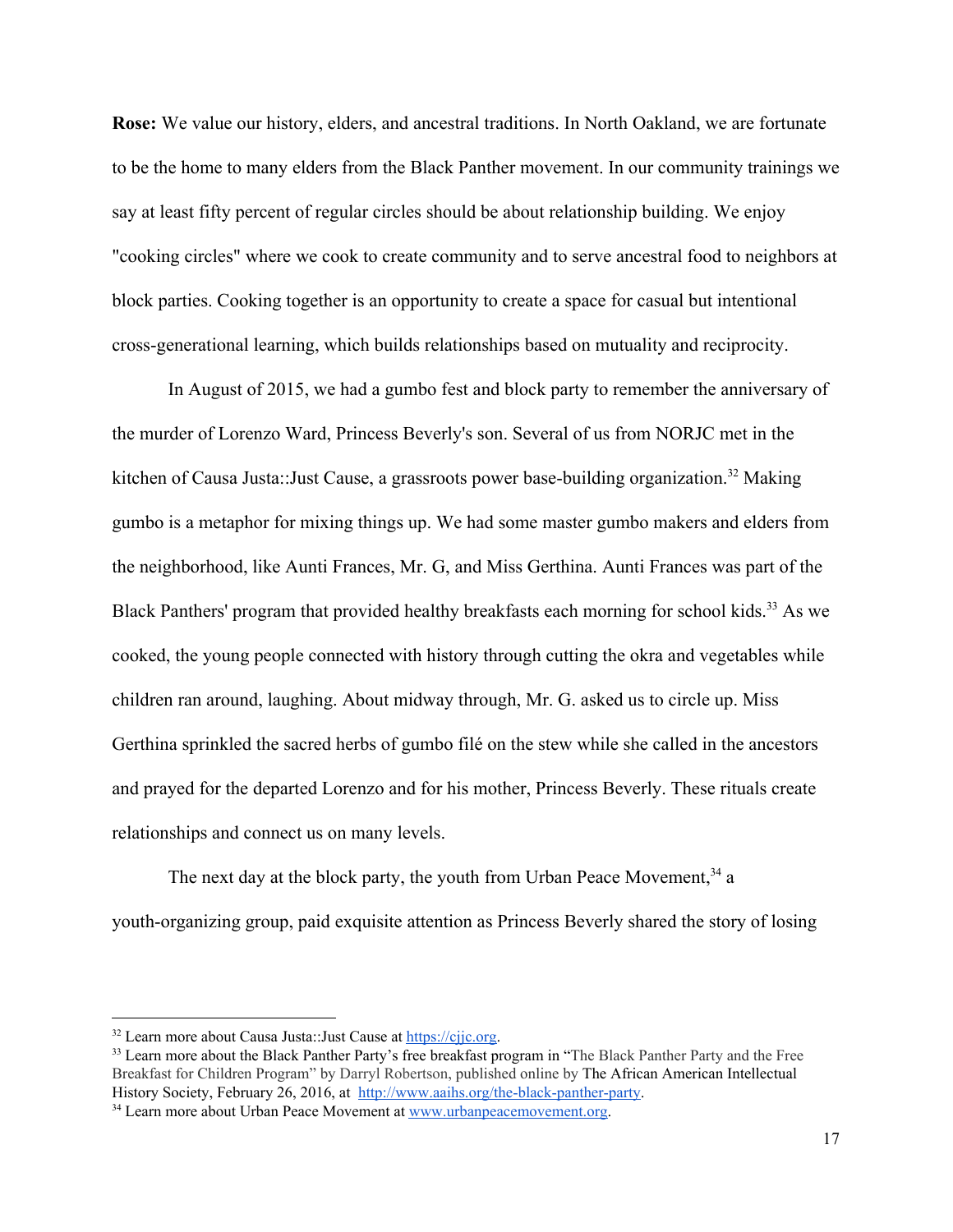**Rose:** We value our history, elders, and ancestral traditions. In North Oakland, we are fortunate to be the home to many elders from the Black Panther movement. In our community trainings we say at least fifty percent of regular circles should be about relationship building. We enjoy "cooking circles" where we cook to create community and to serve ancestral food to neighbors at block parties. Cooking together is an opportunity to create a space for casual but intentional cross-generational learning, which builds relationships based on mutuality and reciprocity.

In August of 2015, we had a gumbo fest and block party to remember the anniversary of the murder of Lorenzo Ward, Princess Beverly's son. Several of us from NORJC met in the kitchen of Causa Justa::Just Cause, a grassroots power base-building organization.[32] Making gumbo is a metaphor for mixing things up. We had some master gumbo makers and elders from the neighborhood, like Aunti Frances, Mr. G, and Miss Gerthina. Aunti Frances was part of the Black Panthers' program that provided healthy breakfasts each morning for school kids.[33] As we cooked, the young people connected with history through cutting the okra and vegetables while children ran around, laughing. About midway through, Mr. G. asked us to circle up. Miss Gerthina sprinkled the sacred herbs of gumbo filé on the stew while she called in the ancestors and prayed for the departed Lorenzo and for his mother, Princess Beverly. These rituals create relationships and connect us on many levels.

The next day at the block party, the youth from Urban Peace Movement,[34] a youth-organizing group, paid exquisite attention as Princess Beverly shared the story of losing

---

[32] Learn more about Causa Justa::Just Cause at https://cjjc.org.

[33] Learn more about the Black Panther Party's free breakfast program in "The Black Panther Party and the Free Breakfast for Children Program" by Darryl Robertson, published online by The African American Intellectual History Society, February 26, 2016, at http://www.aaihs.org/the-black-panther-party.

[34] Learn more about Urban Peace Movement at www.urbanpeacemovement.org.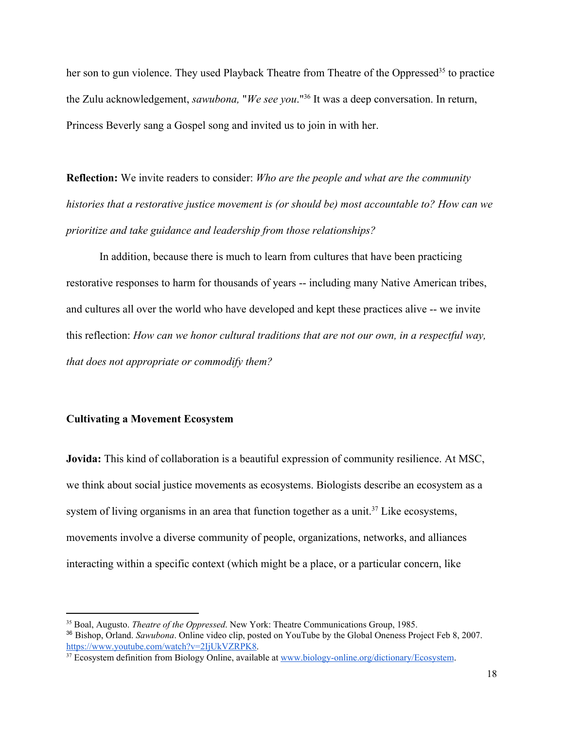her son to gun violence. They used Playback Theatre from Theatre of the Oppressed[35] to practice the Zulu acknowledgement, *sawubona,* "*We see you*."[36] It was a deep conversation. In return, Princess Beverly sang a Gospel song and invited us to join in with her.

**Reflection:** We invite readers to consider: *Who are the people and what are the community histories that a restorative justice movement is (or should be) most accountable to? How can we prioritize and take guidance and leadership from those relationships?*

In addition, because there is much to learn from cultures that have been practicing restorative responses to harm for thousands of years -- including many Native American tribes, and cultures all over the world who have developed and kept these practices alive -- we invite this reflection: *How can we honor cultural traditions that are not our own, in a respectful way, that does not appropriate or commodify them?*

### Cultivating a Movement Ecosystem

**Jovida:** This kind of collaboration is a beautiful expression of community resilience. At MSC, we think about social justice movements as ecosystems. Biologists describe an ecosystem as a system of living organisms in an area that function together as a unit.[37] Like ecosystems, movements involve a diverse community of people, organizations, networks, and alliances interacting within a specific context (which might be a place, or a particular concern, like

---

[35] Boal, Augusto. *Theatre of the Oppressed*. New York: Theatre Communications Group, 1985.

[36] Bishop, Orland. *Sawubona*. Online video clip, posted on YouTube by the Global Oneness Project Feb 8, 2007. https://www.youtube.com/watch?v=2IjUkVZRPK8.

[37] Ecosystem definition from Biology Online, available at www.biology-online.org/dictionary/Ecosystem.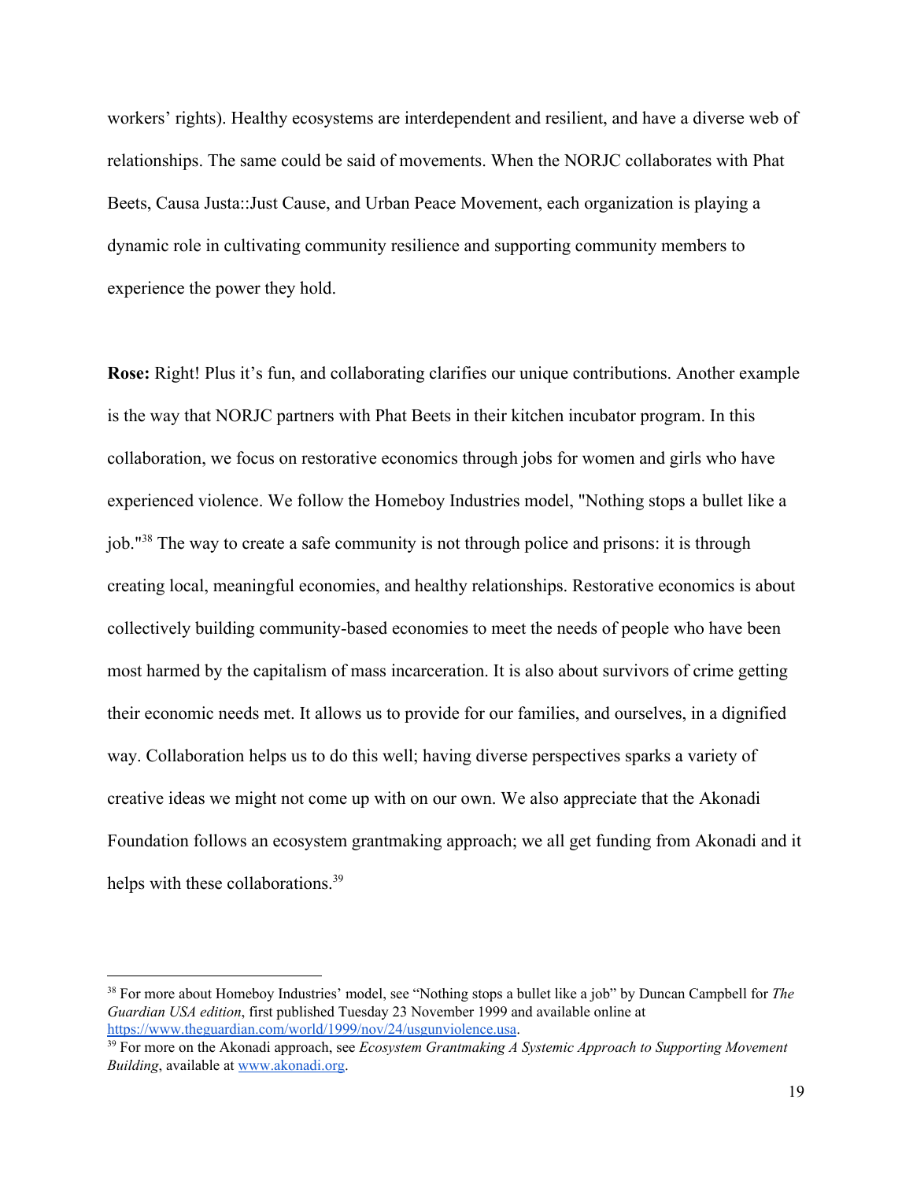workers' rights). Healthy ecosystems are interdependent and resilient, and have a diverse web of relationships. The same could be said of movements. When the NORJC collaborates with Phat Beets, Causa Justa::Just Cause, and Urban Peace Movement, each organization is playing a dynamic role in cultivating community resilience and supporting community members to experience the power they hold.

**Rose:** Right! Plus it's fun, and collaborating clarifies our unique contributions. Another example is the way that NORJC partners with Phat Beets in their kitchen incubator program. In this collaboration, we focus on restorative economics through jobs for women and girls who have experienced violence. We follow the Homeboy Industries model, "Nothing stops a bullet like a job."[38] The way to create a safe community is not through police and prisons: it is through creating local, meaningful economies, and healthy relationships. Restorative economics is about collectively building community-based economies to meet the needs of people who have been most harmed by the capitalism of mass incarceration. It is also about survivors of crime getting their economic needs met. It allows us to provide for our families, and ourselves, in a dignified way. Collaboration helps us to do this well; having diverse perspectives sparks a variety of creative ideas we might not come up with on our own. We also appreciate that the Akonadi Foundation follows an ecosystem grantmaking approach; we all get funding from Akonadi and it helps with these collaborations.[39]

---

[38] For more about Homeboy Industries' model, see "Nothing stops a bullet like a job" by Duncan Campbell for *The Guardian USA edition*, first published Tuesday 23 November 1999 and available online at https://www.theguardian.com/world/1999/nov/24/usgunviolence.usa.

[39] For more on the Akonadi approach, see *Ecosystem Grantmaking A Systemic Approach to Supporting Movement Building*, available at www.akonadi.org.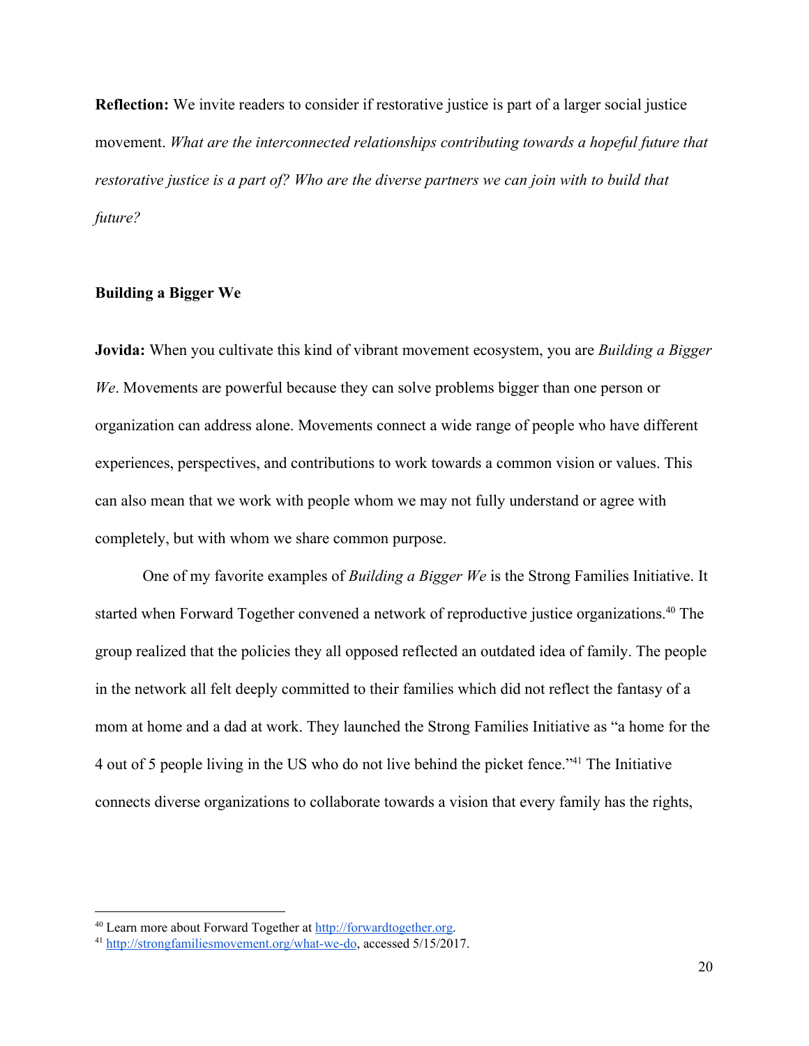**Reflection:** We invite readers to consider if restorative justice is part of a larger social justice movement. *What are the interconnected relationships contributing towards a hopeful future that restorative justice is a part of? Who are the diverse partners we can join with to build that future?*

**Building a Bigger We**

**Jovida:** When you cultivate this kind of vibrant movement ecosystem, you are *Building a Bigger We*. Movements are powerful because they can solve problems bigger than one person or organization can address alone. Movements connect a wide range of people who have different experiences, perspectives, and contributions to work towards a common vision or values. This can also mean that we work with people whom we may not fully understand or agree with completely, but with whom we share common purpose.

One of my favorite examples of *Building a Bigger We* is the Strong Families Initiative. It started when Forward Together convened a network of reproductive justice organizations.[40] The group realized that the policies they all opposed reflected an outdated idea of family. The people in the network all felt deeply committed to their families which did not reflect the fantasy of a mom at home and a dad at work. They launched the Strong Families Initiative as "a home for the 4 out of 5 people living in the US who do not live behind the picket fence."[41] The Initiative connects diverse organizations to collaborate towards a vision that every family has the rights,

---

[40] Learn more about Forward Together at http://forwardtogether.org.

[41] http://strongfamiliesmovement.org/what-we-do, accessed 5/15/2017.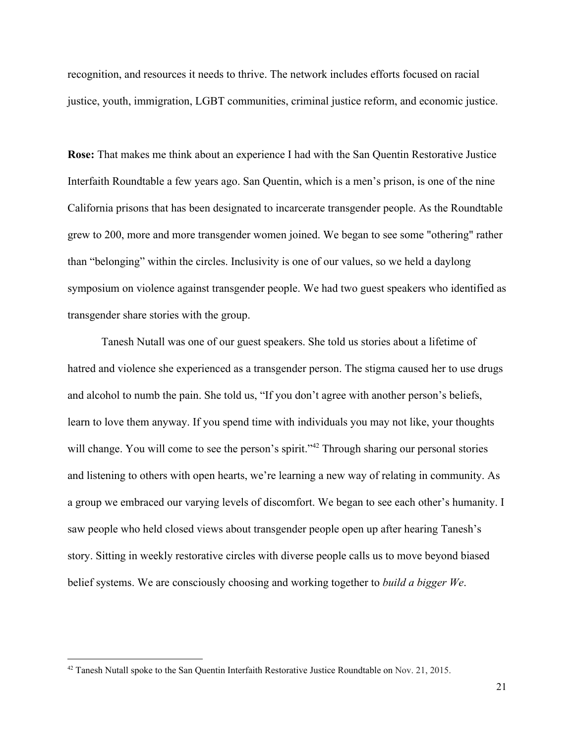recognition, and resources it needs to thrive. The network includes efforts focused on racial justice, youth, immigration, LGBT communities, criminal justice reform, and economic justice.

**Rose:** That makes me think about an experience I had with the San Quentin Restorative Justice Interfaith Roundtable a few years ago. San Quentin, which is a men's prison, is one of the nine California prisons that has been designated to incarcerate transgender people. As the Roundtable grew to 200, more and more transgender women joined. We began to see some "othering" rather than "belonging" within the circles. Inclusivity is one of our values, so we held a daylong symposium on violence against transgender people. We had two guest speakers who identified as transgender share stories with the group.

Tanesh Nutall was one of our guest speakers. She told us stories about a lifetime of hatred and violence she experienced as a transgender person. The stigma caused her to use drugs and alcohol to numb the pain. She told us, "If you don't agree with another person's beliefs, learn to love them anyway. If you spend time with individuals you may not like, your thoughts will change. You will come to see the person's spirit."[42] Through sharing our personal stories and listening to others with open hearts, we're learning a new way of relating in community. As a group we embraced our varying levels of discomfort. We began to see each other's humanity. I saw people who held closed views about transgender people open up after hearing Tanesh's story. Sitting in weekly restorative circles with diverse people calls us to move beyond biased belief systems. We are consciously choosing and working together to *build a bigger We*.

---

[42] Tanesh Nutall spoke to the San Quentin Interfaith Restorative Justice Roundtable on Nov. 21, 2015.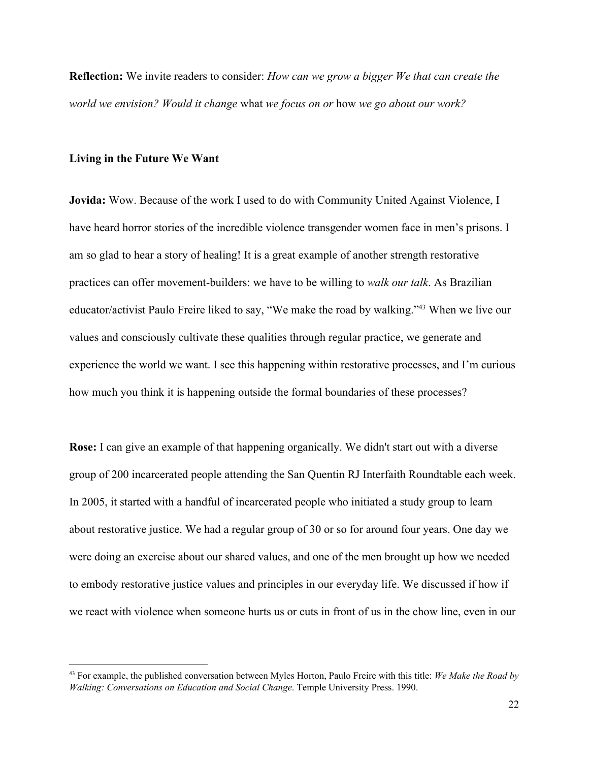**Reflection:** We invite readers to consider: *How can we grow a bigger We that can create the world we envision? Would it change* what *we focus on or* how *we go about our work?*

### Living in the Future We Want

**Jovida:** Wow. Because of the work I used to do with Community United Against Violence, I have heard horror stories of the incredible violence transgender women face in men's prisons. I am so glad to hear a story of healing! It is a great example of another strength restorative practices can offer movement-builders: we have to be willing to *walk our talk*. As Brazilian educator/activist Paulo Freire liked to say, "We make the road by walking."[43] When we live our values and consciously cultivate these qualities through regular practice, we generate and experience the world we want. I see this happening within restorative processes, and I'm curious how much you think it is happening outside the formal boundaries of these processes?

**Rose:** I can give an example of that happening organically. We didn't start out with a diverse group of 200 incarcerated people attending the San Quentin RJ Interfaith Roundtable each week. In 2005, it started with a handful of incarcerated people who initiated a study group to learn about restorative justice. We had a regular group of 30 or so for around four years. One day we were doing an exercise about our shared values, and one of the men brought up how we needed to embody restorative justice values and principles in our everyday life. We discussed if how if we react with violence when someone hurts us or cuts in front of us in the chow line, even in our

---

[43] For example, the published conversation between Myles Horton, Paulo Freire with this title: *We Make the Road by Walking: Conversations on Education and Social Change*. Temple University Press. 1990.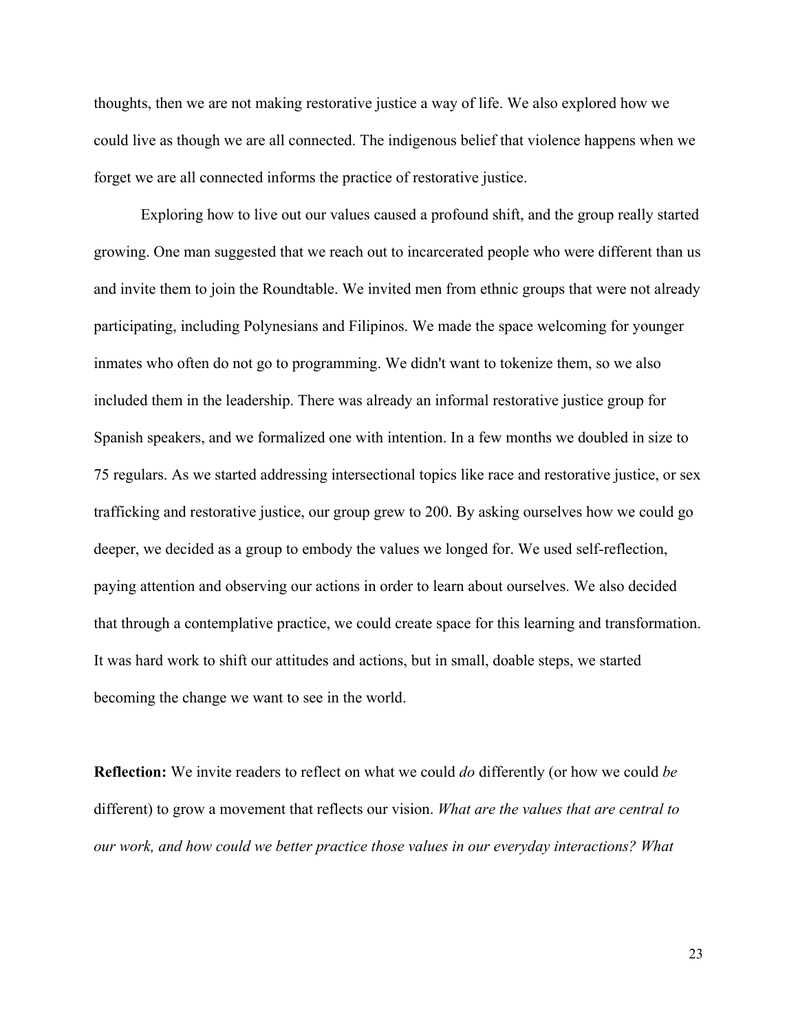thoughts, then we are not making restorative justice a way of life. We also explored how we could live as though we are all connected. The indigenous belief that violence happens when we forget we are all connected informs the practice of restorative justice.

Exploring how to live out our values caused a profound shift, and the group really started growing. One man suggested that we reach out to incarcerated people who were different than us and invite them to join the Roundtable. We invited men from ethnic groups that were not already participating, including Polynesians and Filipinos. We made the space welcoming for younger inmates who often do not go to programming. We didn't want to tokenize them, so we also included them in the leadership. There was already an informal restorative justice group for Spanish speakers, and we formalized one with intention. In a few months we doubled in size to 75 regulars. As we started addressing intersectional topics like race and restorative justice, or sex trafficking and restorative justice, our group grew to 200. By asking ourselves how we could go deeper, we decided as a group to embody the values we longed for. We used self-reflection, paying attention and observing our actions in order to learn about ourselves. We also decided that through a contemplative practice, we could create space for this learning and transformation. It was hard work to shift our attitudes and actions, but in small, doable steps, we started becoming the change we want to see in the world.

**Reflection:** We invite readers to reflect on what we could *do* differently (or how we could *be* different) to grow a movement that reflects our vision. *What are the values that are central to our work, and how could we better practice those values in our everyday interactions? What*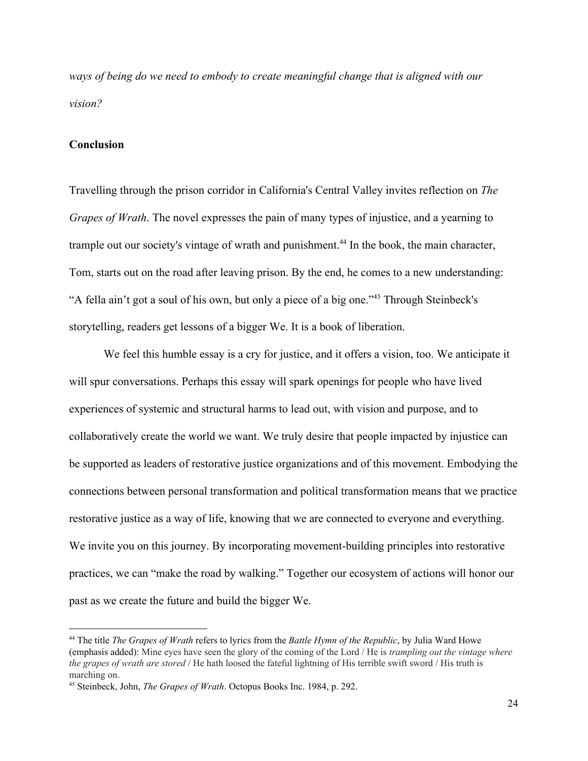*ways of being do we need to embody to create meaningful change that is aligned with our vision?*

**Conclusion**

Travelling through the prison corridor in California's Central Valley invites reflection on *The Grapes of Wrath*. The novel expresses the pain of many types of injustice, and a yearning to trample out our society's vintage of wrath and punishment.[44] In the book, the main character, Tom, starts out on the road after leaving prison. By the end, he comes to a new understanding: "A fella ain't got a soul of his own, but only a piece of a big one."[45] Through Steinbeck's storytelling, readers get lessons of a bigger We. It is a book of liberation.

We feel this humble essay is a cry for justice, and it offers a vision, too. We anticipate it will spur conversations. Perhaps this essay will spark openings for people who have lived experiences of systemic and structural harms to lead out, with vision and purpose, and to collaboratively create the world we want. We truly desire that people impacted by injustice can be supported as leaders of restorative justice organizations and of this movement. Embodying the connections between personal transformation and political transformation means that we practice restorative justice as a way of life, knowing that we are connected to everyone and everything. We invite you on this journey. By incorporating movement-building principles into restorative practices, we can "make the road by walking." Together our ecosystem of actions will honor our past as we create the future and build the bigger We.

---

[44] The title *The Grapes of Wrath* refers to lyrics from the *Battle Hymn of the Republic*, by Julia Ward Howe (emphasis added): Mine eyes have seen the glory of the coming of the Lord / He is *trampling out the vintage where the grapes of wrath are stored* / He hath loosed the fateful lightning of His terrible swift sword / His truth is marching on.

[45] Steinbeck, John, *The Grapes of Wrath*. Octopus Books Inc. 1984, p. 292.